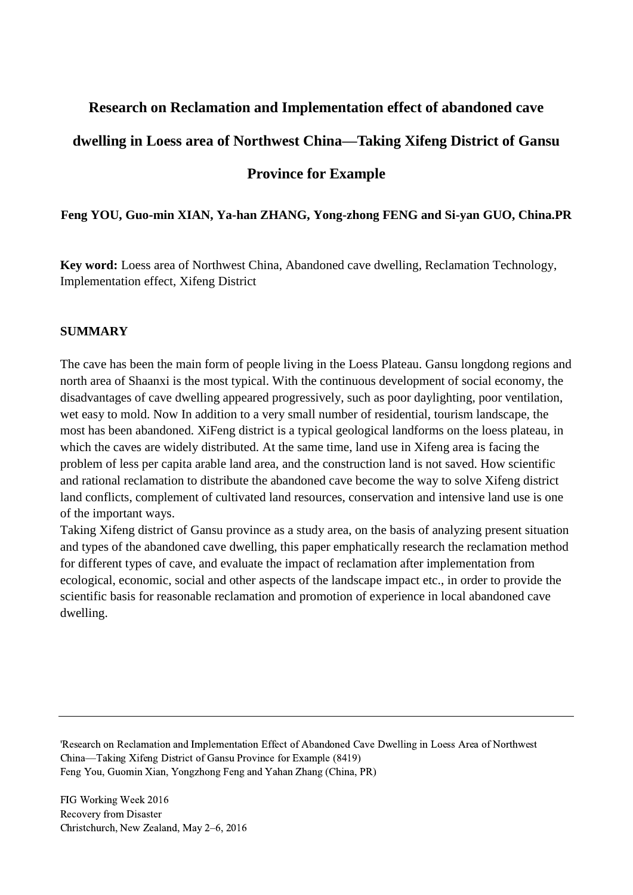# Research on Reclamation and Implementation effect of abandoned cave dwelling in Loess area of Northwest China—Taking Xifeng District of Gansu Province for Example

**Feng YOU, Guo-min XIAN, Ya-han ZHANG, Yong-zhong FENG and Si-yan GUO, China.PR**

**Key word:** Loess area of Northwest China, Abandoned cave dwelling, Reclamation Technology, Implementation effect, Xifeng District

## SUMMARY

The cave has been the main form of people living in the Loess Plateau. Gansu longdong regions and north area of Shaanxi is the most typical. With the continuous development of social economy, the disadvantages of cave dwelling appeared progressively, such as poor daylighting, poor ventilation, wet easy to mold. Now In addition to a very small number of residential, tourism landscape, the most has been abandoned. XiFeng district is a typical geological landforms on the loess plateau, in which the caves are widely distributed. At the same time, land use in Xifeng area is facing the problem of less per capita arable land area, and the construction land is not saved. How scientific and rational reclamation to distribute the abandoned cave become the way to solve Xifeng district land conflicts, complement of cultivated land resources, conservation and intensive land use is one of the important ways.

Taking Xifeng district of Gansu province as a study area, on the basis of analyzing present situation and types of the abandoned cave dwelling, this paper emphatically research the reclamation method for different types of cave, and evaluate the impact of reclamation after implementation from ecological, economic, social and other aspects of the landscape impact etc., in order to provide the scientific basis for reasonable reclamation and promotion of experience in local abandoned cave dwelling.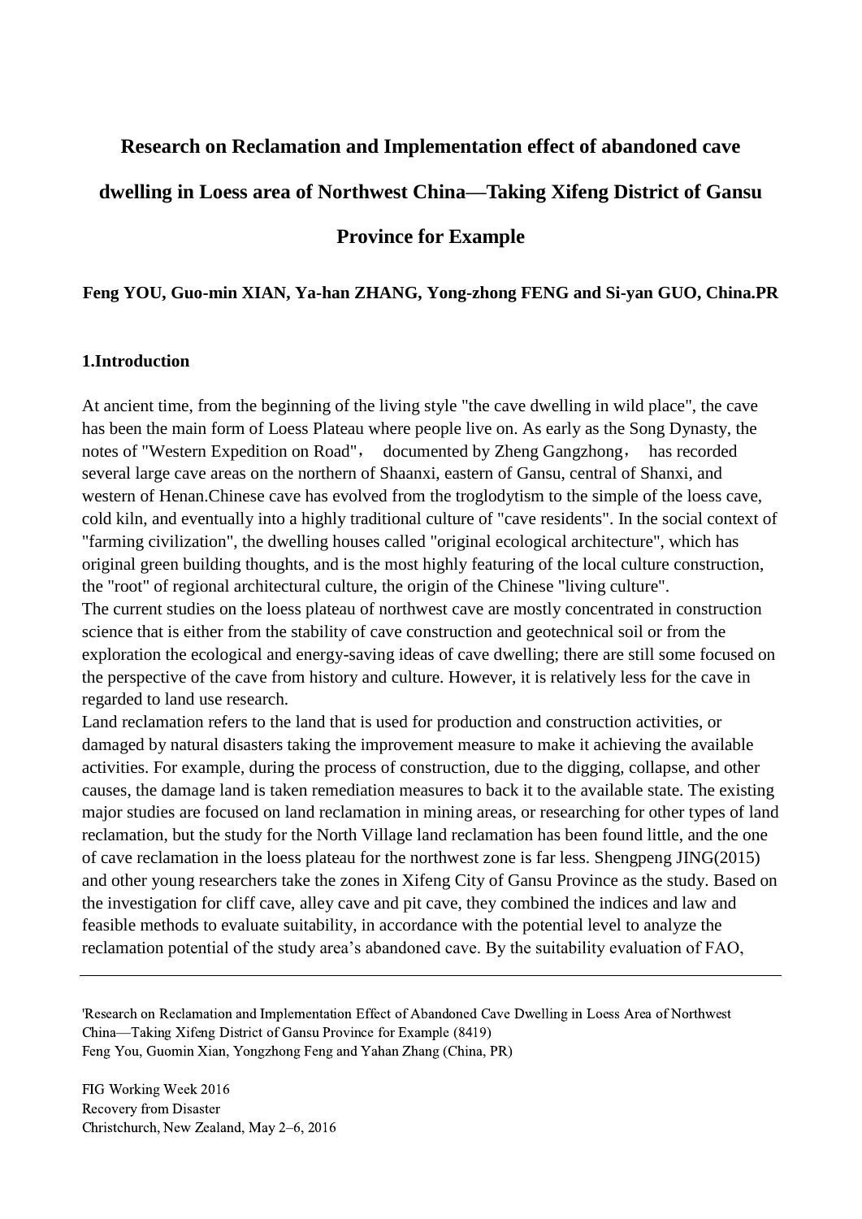# Research on Reclamation and Implementation effect of abandoned cave dwelling in Loess area of Northwest China—Taking Xifeng District of Gansu Province for Example

**Feng YOU, Guo-min XIAN, Ya-han ZHANG, Yong-zhong FENG and Si-yan GUO, China.PR**

## 1.Introduction

At ancient time, from the beginning of the living style "the cave dwelling in wild place", the cave has been the main form of Loess Plateau where people live on. As early as the Song Dynasty, the notes of "Western Expedition on Road"， documented by Zheng Gangzhong， has recorded several large cave areas on the northern of Shaanxi, eastern of Gansu, central of Shanxi, and western of Henan.Chinese cave has evolved from the troglodytism to the simple of the loess cave, cold kiln, and eventually into a highly traditional culture of "cave residents". In the social context of "farming civilization", the dwelling houses called "original ecological architecture", which has original green building thoughts, and is the most highly featuring of the local culture construction, the "root" of regional architectural culture, the origin of the Chinese "living culture".

The current studies on the loess plateau of northwest cave are mostly concentrated in construction science that is either from the stability of cave construction and geotechnical soil or from the exploration the ecological and energy-saving ideas of cave dwelling; there are still some focused on the perspective of the cave from history and culture. However, it is relatively less for the cave in regarded to land use research.

Land reclamation refers to the land that is used for production and construction activities, or damaged by natural disasters taking the improvement measure to make it achieving the available activities. For example, during the process of construction, due to the digging, collapse, and other causes, the damage land is taken remediation measures to back it to the available state. The existing major studies are focused on land reclamation in mining areas, or researching for other types of land reclamation, but the study for the North Village land reclamation has been found little, and the one of cave reclamation in the loess plateau for the northwest zone is far less. Shengpeng JING(2015) and other young researchers take the zones in Xifeng City of Gansu Province as the study. Based on the investigation for cliff cave, alley cave and pit cave, they combined the indices and law and feasible methods to evaluate suitability, in accordance with the potential level to analyze the reclamation potential of the study area's abandoned cave. By the suitability evaluation of FAO,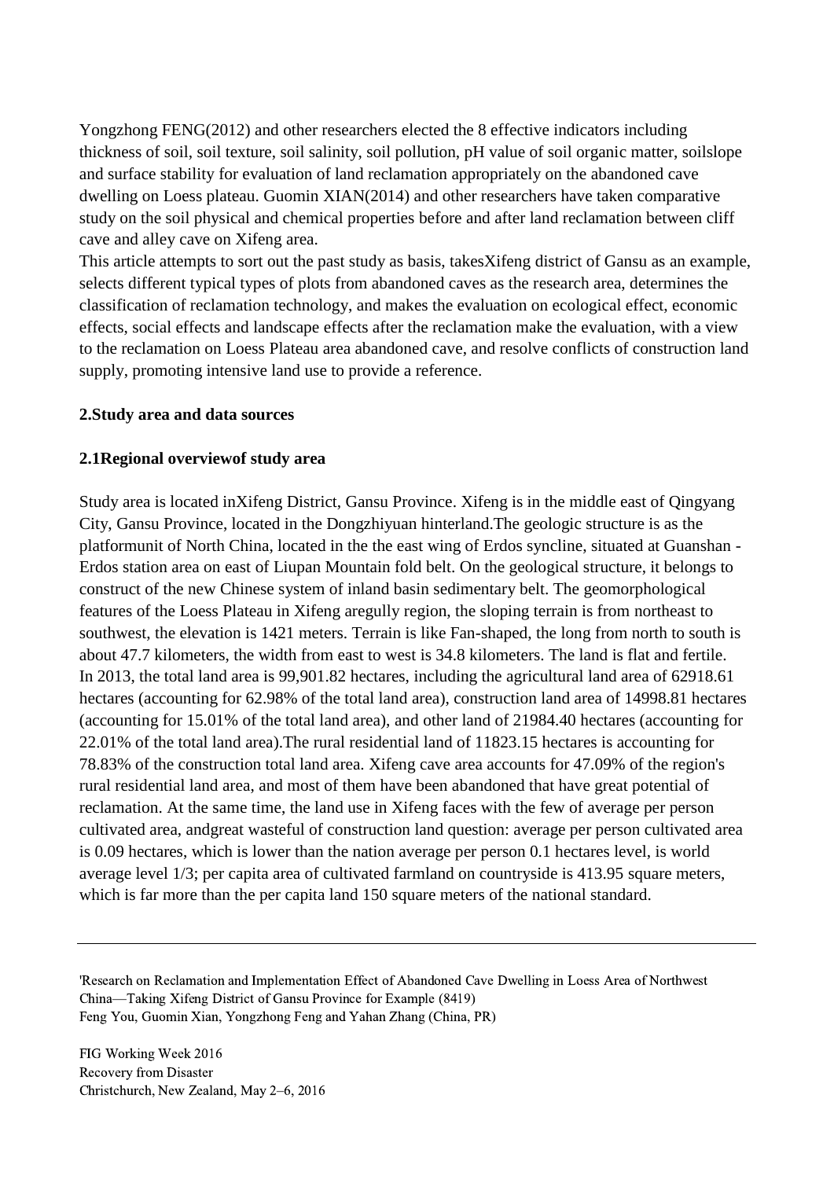Yongzhong FENG(2012) and other researchers elected the 8 effective indicators including thickness of soil, soil texture, soil salinity, soil pollution, pH value of soil organic matter, soilslope and surface stability for evaluation of land reclamation appropriately on the abandoned cave dwelling on Loess plateau. Guomin XIAN(2014) and other researchers have taken comparative study on the soil physical and chemical properties before and after land reclamation between cliff cave and alley cave on Xifeng area.

This article attempts to sort out the past study as basis, takesXifeng district of Gansu as an example, selects different typical types of plots from abandoned caves as the research area, determines the classification of reclamation technology, and makes the evaluation on ecological effect, economic effects, social effects and landscape effects after the reclamation make the evaluation, with a view to the reclamation on Loess Plateau area abandoned cave, and resolve conflicts of construction land supply, promoting intensive land use to provide a reference.

## 2.Study area and data sources

### 2.1Regional overviewof study area

Study area is located inXifeng District, Gansu Province. Xifeng is in the middle east of Qingyang City, Gansu Province, located in the Dongzhiyuan hinterland.The geologic structure is as the platformunit of North China, located in the the east wing of Erdos syncline, situated at Guanshan - Erdos station area on east of Liupan Mountain fold belt. On the geological structure, it belongs to construct of the new Chinese system of inland basin sedimentary belt. The geomorphological features of the Loess Plateau in Xifeng aregully region, the sloping terrain is from northeast to southwest, the elevation is 1421 meters. Terrain is like Fan-shaped, the long from north to south is about 47.7 kilometers, the width from east to west is 34.8 kilometers. The land is flat and fertile. In 2013, the total land area is 99,901.82 hectares, including the agricultural land area of 62918.61 hectares (accounting for 62.98% of the total land area), construction land area of 14998.81 hectares (accounting for 15.01% of the total land area), and other land of 21984.40 hectares (accounting for 22.01% of the total land area).The rural residential land of 11823.15 hectares is accounting for 78.83% of the construction total land area. Xifeng cave area accounts for 47.09% of the region's rural residential land area, and most of them have been abandoned that have great potential of reclamation. At the same time, the land use in Xifeng faces with the few of average per person cultivated area, andgreat wasteful of construction land question: average per person cultivated area is 0.09 hectares, which is lower than the nation average per person 0.1 hectares level, is world average level 1/3; per capita area of cultivated farmland on countryside is 413.95 square meters, which is far more than the per capita land 150 square meters of the national standard.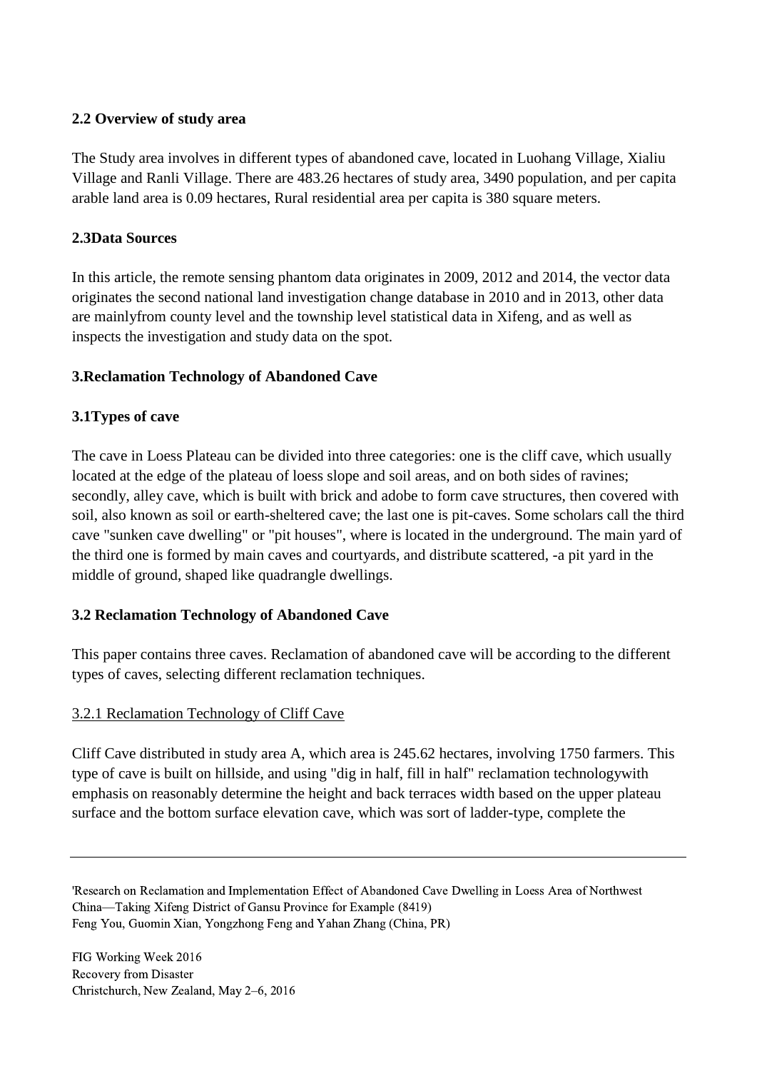### 2.2 Overview of study area

The Study area involves in different types of abandoned cave, located in Luohang Village, Xialiu Village and Ranli Village. There are 483.26 hectares of study area, 3490 population, and per capita arable land area is 0.09 hectares, Rural residential area per capita is 380 square meters.

### 2.3Data Sources

In this article, the remote sensing phantom data originates in 2009, 2012 and 2014, the vector data originates the second national land investigation change database in 2010 and in 2013, other data are mainlyfrom county level and the township level statistical data in Xifeng, and as well as inspects the investigation and study data on the spot.

## 3.Reclamation Technology of Abandoned Cave

### 3.1Types of cave

The cave in Loess Plateau can be divided into three categories: one is the cliff cave, which usually located at the edge of the plateau of loess slope and soil areas, and on both sides of ravines; secondly, alley cave, which is built with brick and adobe to form cave structures, then covered with soil, also known as soil or earth-sheltered cave; the last one is pit-caves. Some scholars call the third cave "sunken cave dwelling" or "pit houses", where is located in the underground. The main yard of the third one is formed by main caves and courtyards, and distribute scattered, -a pit yard in the middle of ground, shaped like quadrangle dwellings.

### 3.2 Reclamation Technology of Abandoned Cave

This paper contains three caves. Reclamation of abandoned cave will be according to the different types of caves, selecting different reclamation techniques.

#### 3.2.1 Reclamation Technology of Cliff Cave

Cliff Cave distributed in study area A, which area is 245.62 hectares, involving 1750 farmers. This type of cave is built on hillside, and using "dig in half, fill in half" reclamation technologywith emphasis on reasonably determine the height and back terraces width based on the upper plateau surface and the bottom surface elevation cave, which was sort of ladder-type, complete the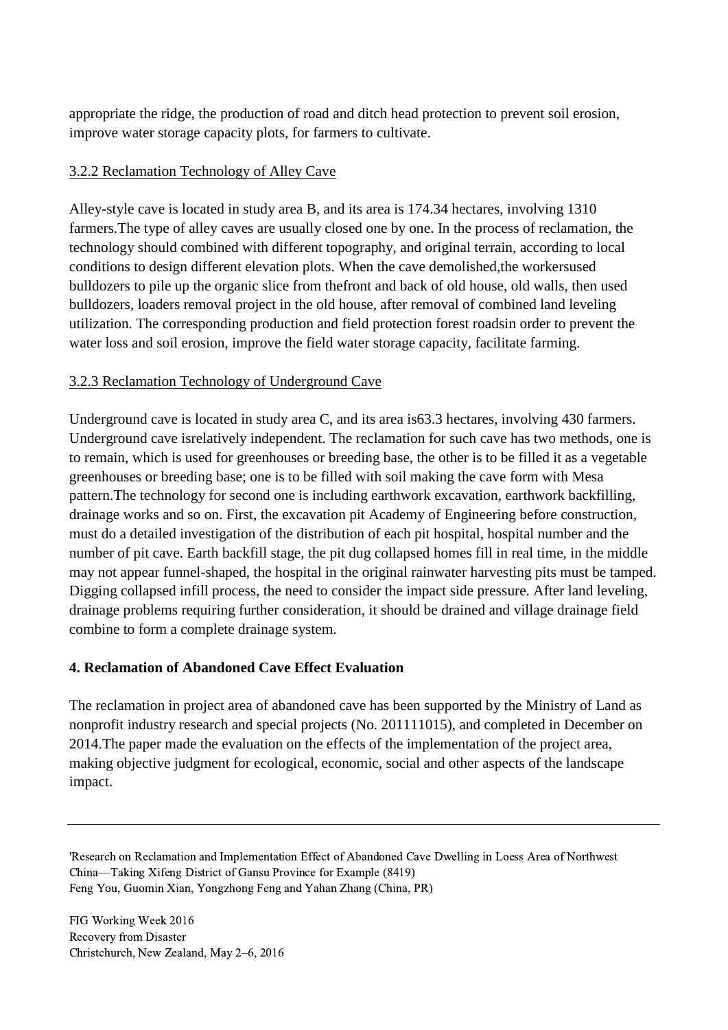appropriate the ridge, the production of road and ditch head protection to prevent soil erosion, improve water storage capacity plots, for farmers to cultivate.

3.2.2 Reclamation Technology of Alley Cave

Alley-style cave is located in study area B, and its area is 174.34 hectares, involving 1310 farmers.The type of alley caves are usually closed one by one. In the process of reclamation, the technology should combined with different topography, and original terrain, according to local conditions to design different elevation plots. When the cave demolished,the workersused bulldozers to pile up the organic slice from thefront and back of old house, old walls, then used bulldozers, loaders removal project in the old house, after removal of combined land leveling utilization. The corresponding production and field protection forest roadsin order to prevent the water loss and soil erosion, improve the field water storage capacity, facilitate farming.

3.2.3 Reclamation Technology of Underground Cave

Underground cave is located in study area C, and its area is63.3 hectares, involving 430 farmers. Underground cave isrelatively independent. The reclamation for such cave has two methods, one is to remain, which is used for greenhouses or breeding base, the other is to be filled it as a vegetable greenhouses or breeding base; one is to be filled with soil making the cave form with Mesa pattern.The technology for second one is including earthwork excavation, earthwork backfilling, drainage works and so on. First, the excavation pit Academy of Engineering before construction, must do a detailed investigation of the distribution of each pit hospital, hospital number and the number of pit cave. Earth backfill stage, the pit dug collapsed homes fill in real time, in the middle may not appear funnel-shaped, the hospital in the original rainwater harvesting pits must be tamped. Digging collapsed infill process, the need to consider the impact side pressure. After land leveling, drainage problems requiring further consideration, it should be drained and village drainage field combine to form a complete drainage system.

## 4. Reclamation of Abandoned Cave Effect Evaluation

The reclamation in project area of abandoned cave has been supported by the Ministry of Land as nonprofit industry research and special projects (No. 201111015), and completed in December on 2014.The paper made the evaluation on the effects of the implementation of the project area, making objective judgment for ecological, economic, social and other aspects of the landscape impact.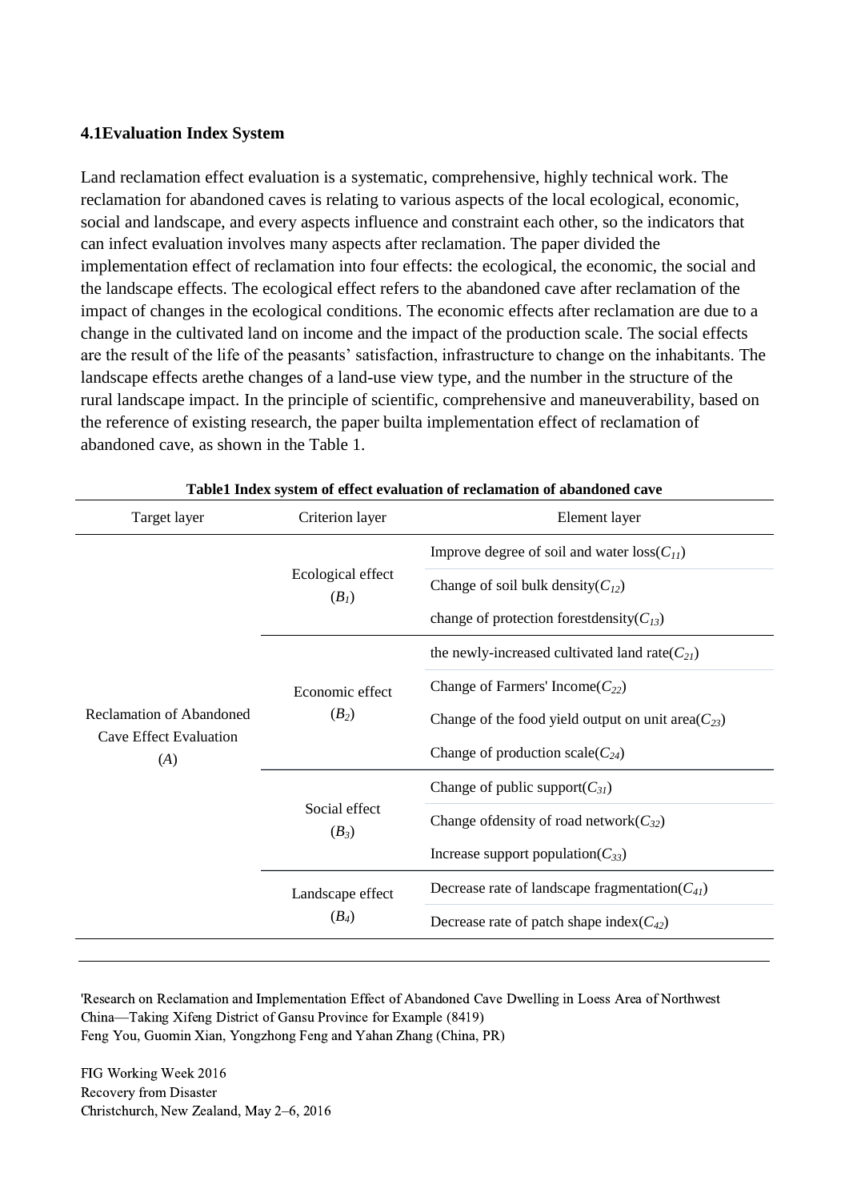### 4.1Evaluation Index System

Land reclamation effect evaluation is a systematic, comprehensive, highly technical work. The reclamation for abandoned caves is relating to various aspects of the local ecological, economic, social and landscape, and every aspects influence and constraint each other, so the indicators that can infect evaluation involves many aspects after reclamation. The paper divided the implementation effect of reclamation into four effects: the ecological, the economic, the social and the landscape effects. The ecological effect refers to the abandoned cave after reclamation of the impact of changes in the ecological conditions. The economic effects after reclamation are due to a change in the cultivated land on income and the impact of the production scale. The social effects are the result of the life of the peasants' satisfaction, infrastructure to change on the inhabitants. The landscape effects arethe changes of a land-use view type, and the number in the structure of the rural landscape impact. In the principle of scientific, comprehensive and maneuverability, based on the reference of existing research, the paper builta implementation effect of reclamation of abandoned cave, as shown in the Table 1.

**Table1 Index system of effect evaluation of reclamation of abandoned cave**

| Target layer | Criterion layer | Element layer |
|---|---|---|
| Reclamation of Abandoned Cave Effect Evaluation ($A$) | Ecological effect ($B_1$) | Improve degree of soil and water loss($C_{11}$) |
| | | Change of soil bulk density($C_{12}$) |
| | | change of protection forestdensity($C_{13}$) |
| | Economic effect ($B_2$) | the newly-increased cultivated land rate($C_{21}$) |
| | | Change of Farmers' Income($C_{22}$) |
| | | Change of the food yield output on unit area($C_{23}$) |
| | | Change of production scale($C_{24}$) |
| | Social effect ($B_3$) | Change of public support($C_{31}$) |
| | | Change ofdensity of road network($C_{32}$) |
| | | Increase support population($C_{33}$) |
| | Landscape effect ($B_4$) | Decrease rate of landscape fragmentation($C_{41}$) |
| | | Decrease rate of patch shape index($C_{42}$) |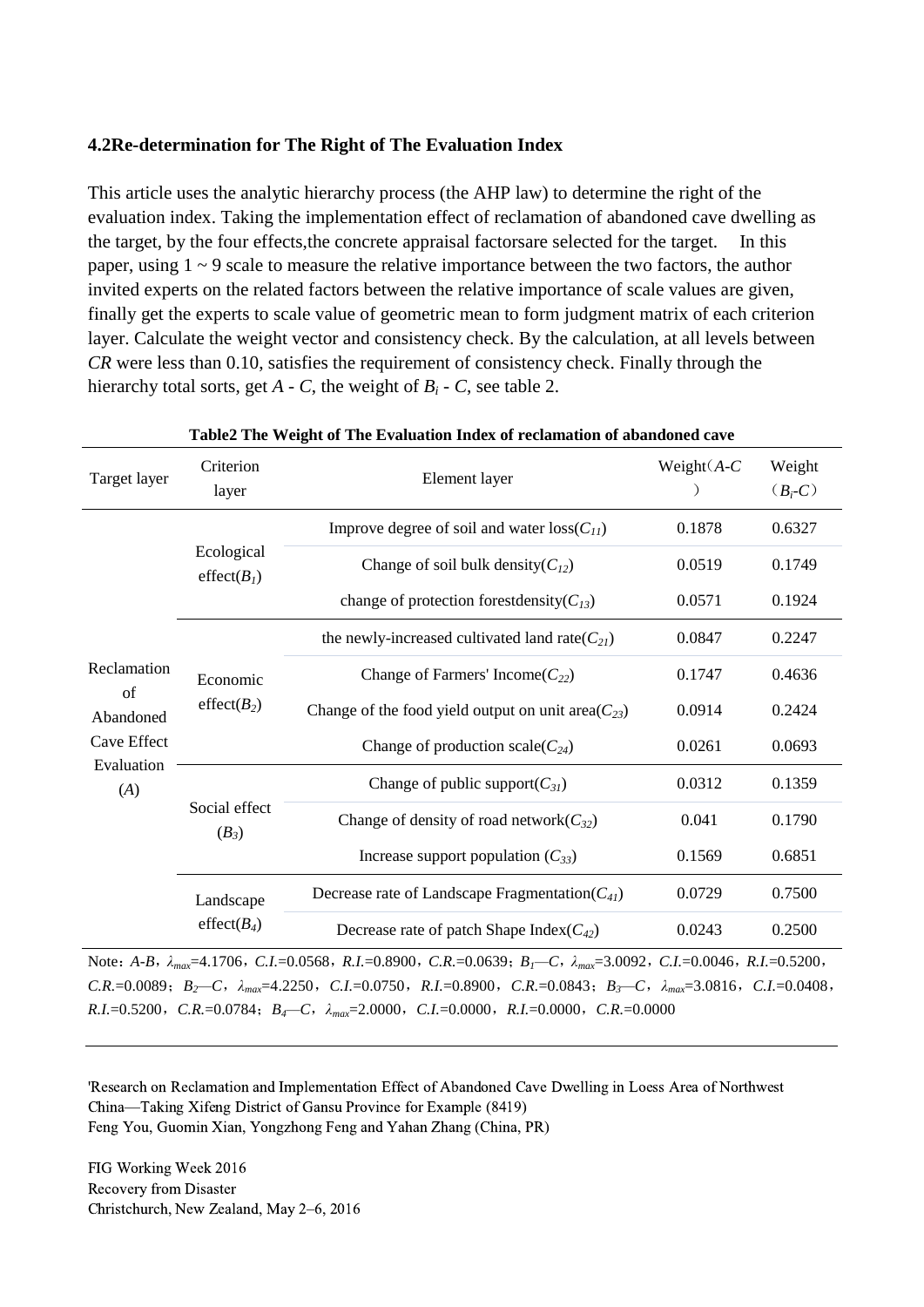### 4.2Re-determination for The Right of The Evaluation Index

This article uses the analytic hierarchy process (the AHP law) to determine the right of the evaluation index. Taking the implementation effect of reclamation of abandoned cave dwelling as the target, by the four effects,the concrete appraisal factorsare selected for the target. In this paper, using 1 ~ 9 scale to measure the relative importance between the two factors, the author invited experts on the related factors between the relative importance of scale values are given, finally get the experts to scale value of geometric mean to form judgment matrix of each criterion layer. Calculate the weight vector and consistency check. By the calculation, at all levels between *CR* were less than 0.10, satisfies the requirement of consistency check. Finally through the hierarchy total sorts, get *A* - *C*, the weight of $B_i$ - *C*, see table 2.

**Table2 The Weight of The Evaluation Index of reclamation of abandoned cave**

| Target layer | Criterion layer | Element layer | Weight（*A-C*） | Weight（$B_i$-*C*） |
|---|---|---|---|---|
| Reclamation of Abandoned Cave Effect Evaluation (*A*) | Ecological effect($B_1$) | Improve degree of soil and water loss($C_{11}$) | 0.1878 | 0.6327 |
| | | Change of soil bulk density($C_{12}$) | 0.0519 | 0.1749 |
| | | change of protection forestdensity($C_{13}$) | 0.0571 | 0.1924 |
| | Economic effect($B_2$) | the newly-increased cultivated land rate($C_{21}$) | 0.0847 | 0.2247 |
| | | Change of Farmers' Income($C_{22}$) | 0.1747 | 0.4636 |
| | | Change of the food yield output on unit area($C_{23}$) | 0.0914 | 0.2424 |
| | | Change of production scale($C_{24}$) | 0.0261 | 0.0693 |
| | Social effect ($B_3$) | Change of public support($C_{31}$) | 0.0312 | 0.1359 |
| | | Change of density of road network($C_{32}$) | 0.041 | 0.1790 |
| | | Increase support population ($C_{33}$) | 0.1569 | 0.6851 |
| | Landscape effect($B_4$) | Decrease rate of Landscape Fragmentation($C_{41}$) | 0.0729 | 0.7500 |
| | | Decrease rate of patch Shape Index($C_{42}$) | 0.0243 | 0.2500 |

Note：*A-B*，$\lambda_{max}$=4.1706，*C.I.*=0.0568，*R.I.*=0.8900，*C.R.*=0.0639；$B_1$—*C*，$\lambda_{max}$=3.0092，*C.I.*=0.0046，*R.I.*=0.5200，*C.R.*=0.0089；$B_2$—*C*，$\lambda_{max}$=4.2250，*C.I.*=0.0750，*R.I.*=0.8900，*C.R.*=0.0843；$B_3$—*C*，$\lambda_{max}$=3.0816，*C.I.*=0.0408，*R.I.*=0.5200，*C.R.*=0.0784；$B_4$—*C*，$\lambda_{max}$=2.0000，*C.I.*=0.0000，*R.I.*=0.0000，*C.R.*=0.0000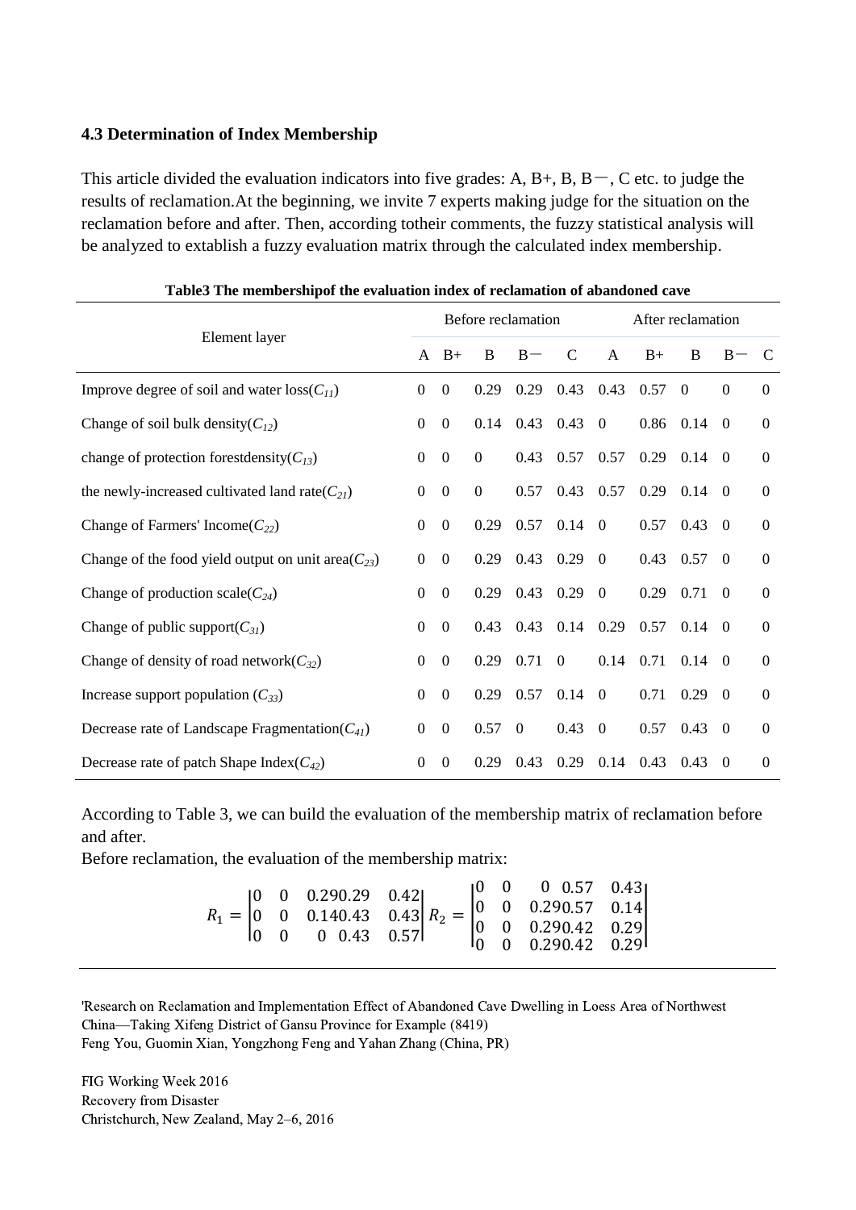### 4.3 Determination of Index Membership

This article divided the evaluation indicators into five grades: A, B+, B, B－, C etc. to judge the results of reclamation.At the beginning, we invite 7 experts making judge for the situation on the reclamation before and after. Then, according totheir comments, the fuzzy statistical analysis will be analyzed to extablish a fuzzy evaluation matrix through the calculated index membership.

**Table3 The membershipof the evaluation index of reclamation of abandoned cave**

| Element layer | Before reclamation | | | | | After reclamation | | | | |
|---|---|---|---|---|---|---|---|---|---|---|
| | A | B+ | B | B－ | C | A | B+ | B | B－ | C |
| Improve degree of soil and water loss($C_{11}$) | 0 | 0 | 0.29 | 0.29 | 0.43 | 0.43 | 0.57 | 0 | 0 | 0 |
| Change of soil bulk density($C_{12}$) | 0 | 0 | 0.14 | 0.43 | 0.43 | 0 | 0.86 | 0.14 | 0 | 0 |
| change of protection forestdensity($C_{13}$) | 0 | 0 | 0 | 0.43 | 0.57 | 0.57 | 0.29 | 0.14 | 0 | 0 |
| the newly-increased cultivated land rate($C_{21}$) | 0 | 0 | 0 | 0.57 | 0.43 | 0.57 | 0.29 | 0.14 | 0 | 0 |
| Change of Farmers' Income($C_{22}$) | 0 | 0 | 0.29 | 0.57 | 0.14 | 0 | 0.57 | 0.43 | 0 | 0 |
| Change of the food yield output on unit area($C_{23}$) | 0 | 0 | 0.29 | 0.43 | 0.29 | 0 | 0.43 | 0.57 | 0 | 0 |
| Change of production scale($C_{24}$) | 0 | 0 | 0.29 | 0.43 | 0.29 | 0 | 0.29 | 0.71 | 0 | 0 |
| Change of public support($C_{31}$) | 0 | 0 | 0.43 | 0.43 | 0.14 | 0.29 | 0.57 | 0.14 | 0 | 0 |
| Change of density of road network($C_{32}$) | 0 | 0 | 0.29 | 0.71 | 0 | 0.14 | 0.71 | 0.14 | 0 | 0 |
| Increase support population ($C_{33}$) | 0 | 0 | 0.29 | 0.57 | 0.14 | 0 | 0.71 | 0.29 | 0 | 0 |
| Decrease rate of Landscape Fragmentation($C_{41}$) | 0 | 0 | 0.57 | 0 | 0.43 | 0 | 0.57 | 0.43 | 0 | 0 |
| Decrease rate of patch Shape Index($C_{42}$) | 0 | 0 | 0.29 | 0.43 | 0.29 | 0.14 | 0.43 | 0.43 | 0 | 0 |

According to Table 3, we can build the evaluation of the membership matrix of reclamation before and after.

Before reclamation, the evaluation of the membership matrix:

$$R_1 = \begin{vmatrix} 0 & 0 & 0.29 & 0.29 & 0.42 \\ 0 & 0 & 0.14 & 0.43 & 0.43 \\ 0 & 0 & 0 & 0.43 & 0.57 \end{vmatrix} R_2 = \begin{vmatrix} 0 & 0 & 0 & 0.57 & 0.43 \\ 0 & 0 & 0.29 & 0.57 & 0.14 \\ 0 & 0 & 0.29 & 0.42 & 0.29 \\ 0 & 0 & 0.29 & 0.42 & 0.29 \end{vmatrix}$$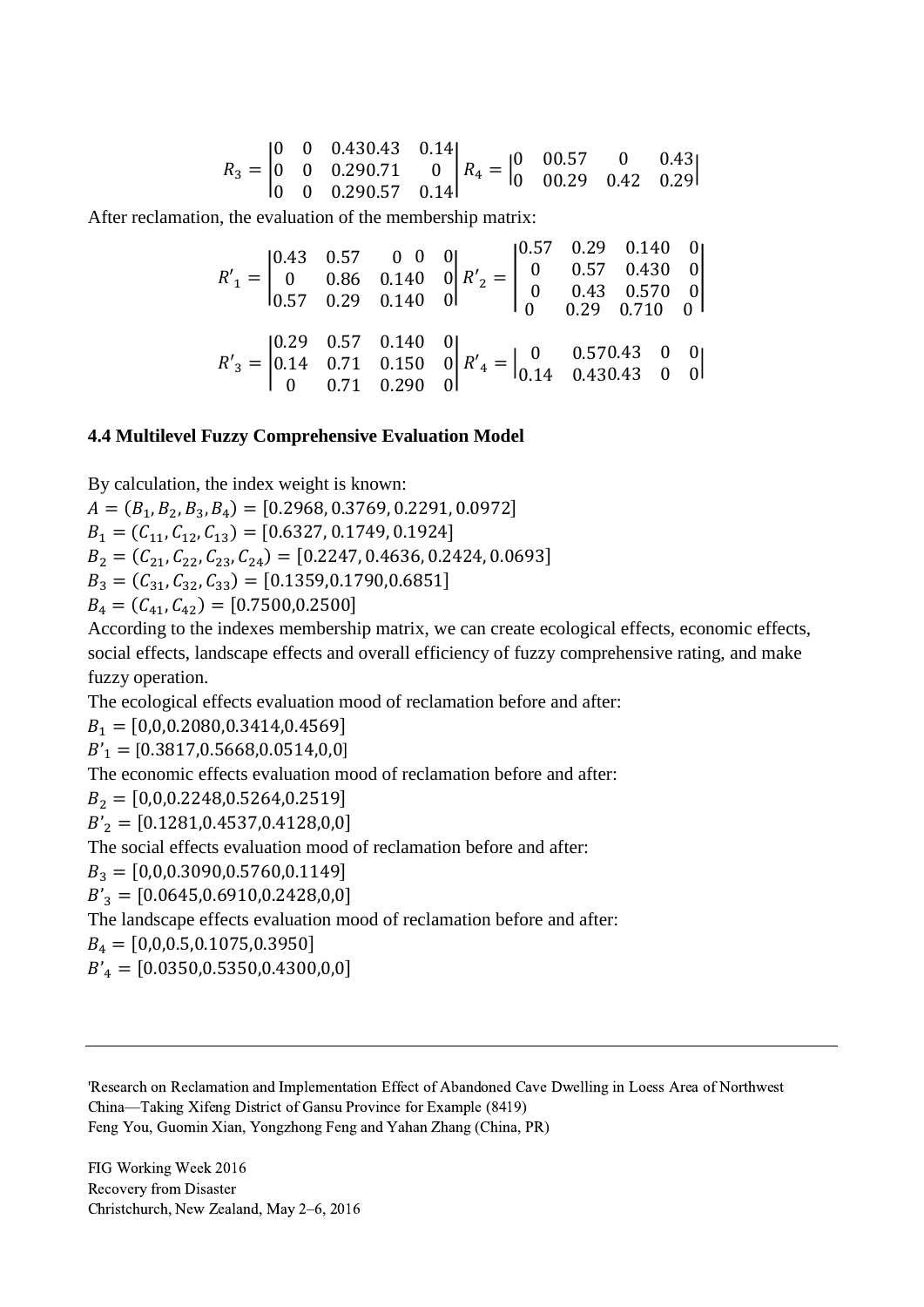$$R_3 = \begin{vmatrix} 0 & 0 & 0.430.43 & 0.14 \\ 0 & 0 & 0.290.71 & 0 \\ 0 & 0 & 0.290.57 & 0.14 \end{vmatrix} R_4 = \begin{vmatrix} 0 & 00.57 & 0 & 0.43 \\ 0 & 00.29 & 0.42 & 0.29 \end{vmatrix}$$

After reclamation, the evaluation of the membership matrix:

$$R'_1 = \begin{vmatrix} 0.43 & 0.57 & 0 \; 0 & 0 \\ 0 & 0.86 & 0.140 & 0 \\ 0.57 & 0.29 & 0.140 & 0 \end{vmatrix} R'_2 = \begin{vmatrix} 0.57 & 0.29 & 0.140 & 0 \\ 0 & 0.57 & 0.430 & 0 \\ 0 & 0.43 & 0.570 & 0 \\ 0 & 0.29 & 0.710 & 0 \end{vmatrix}$$

$$R'_3 = \begin{vmatrix} 0.29 & 0.57 & 0.140 & 0 \\ 0.14 & 0.71 & 0.150 & 0 \\ 0 & 0.71 & 0.290 & 0 \end{vmatrix} R'_4 = \begin{vmatrix} 0 & 0.570.43 & 0 & 0 \\ 0.14 & 0.430.43 & 0 & 0 \end{vmatrix}$$

**4.4 Multilevel Fuzzy Comprehensive Evaluation Model**

By calculation, the index weight is known:

$A = (B_1, B_2, B_3, B_4) = [0.2968, 0.3769, 0.2291, 0.0972]$

$B_1 = (C_{11}, C_{12}, C_{13}) = [0.6327, 0.1749, 0.1924]$

$B_2 = (C_{21}, C_{22}, C_{23}, C_{24}) = [0.2247, 0.4636, 0.2424, 0.0693]$

$B_3 = (C_{31}, C_{32}, C_{33}) = [0.1359, 0.1790, 0.6851]$

$B_4 = (C_{41}, C_{42}) = [0.7500, 0.2500]$

According to the indexes membership matrix, we can create ecological effects, economic effects, social effects, landscape effects and overall efficiency of fuzzy comprehensive rating, and make fuzzy operation.

The ecological effects evaluation mood of reclamation before and after:

$B_1 = [0, 0, 0.2080, 0.3414, 0.4569]$

$B'_1 = [0.3817, 0.5668, 0.0514, 0, 0]$

The economic effects evaluation mood of reclamation before and after:

$B_2 = [0, 0, 0.2248, 0.5264, 0.2519]$

$B'_2 = [0.1281, 0.4537, 0.4128, 0, 0]$

The social effects evaluation mood of reclamation before and after:

$B_3 = [0, 0, 0.3090, 0.5760, 0.1149]$

$B'_3 = [0.0645, 0.6910, 0.2428, 0, 0]$

The landscape effects evaluation mood of reclamation before and after:

$B_4 = [0, 0, 0.5, 0.1075, 0.3950]$

$B'_4 = [0.0350, 0.5350, 0.4300, 0, 0]$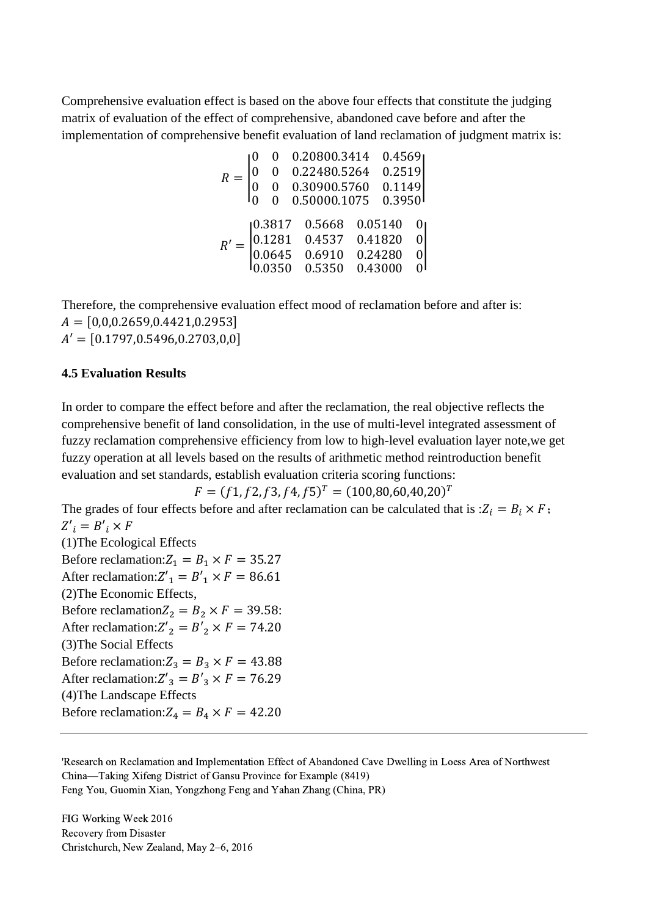Comprehensive evaluation effect is based on the above four effects that constitute the judging matrix of evaluation of the effect of comprehensive, abandoned cave before and after the implementation of comprehensive benefit evaluation of land reclamation of judgment matrix is:

$$R = \begin{vmatrix} 0 & 0 & 0.20800.3414 & 0.4569 \\ 0 & 0 & 0.22480.5264 & 0.2519 \\ 0 & 0 & 0.30900.5760 & 0.1149 \\ 0 & 0 & 0.50000.1075 & 0.3950 \end{vmatrix}$$

$$R' = \begin{vmatrix} 0.3817 & 0.5668 & 0.05140 & 0 \\ 0.1281 & 0.4537 & 0.41820 & 0 \\ 0.0645 & 0.6910 & 0.24280 & 0 \\ 0.0350 & 0.5350 & 0.43000 & 0 \end{vmatrix}$$

Therefore, the comprehensive evaluation effect mood of reclamation before and after is:

$A = [0,0,0.2659,0.4421,0.2953]$

$A' = [0.1797,0.5496,0.2703,0,0]$

### 4.5 Evaluation Results

In order to compare the effect before and after the reclamation, the real objective reflects the comprehensive benefit of land consolidation, in the use of multi-level integrated assessment of fuzzy reclamation comprehensive efficiency from low to high-level evaluation layer note,we get fuzzy operation at all levels based on the results of arithmetic method reintroduction benefit evaluation and set standards, establish evaluation criteria scoring functions:

$$F = (f1, f2, f3, f4, f5)^T = (100,80,60,40,20)^T$$

The grades of four effects before and after reclamation can be calculated that is :$Z_i = B_i \times F$；$Z'_i = B'_i \times F$

(1)The Ecological Effects

Before reclamation:$Z_1 = B_1 \times F = 35.27$

After reclamation:$Z'_1 = B'_1 \times F = 86.61$

(2)The Economic Effects,

Before reclamation$Z_2 = B_2 \times F = 39.58$:

After reclamation:$Z'_2 = B'_2 \times F = 74.20$

(3)The Social Effects

Before reclamation:$Z_3 = B_3 \times F = 43.88$

After reclamation:$Z'_3 = B'_3 \times F = 76.29$

(4)The Landscape Effects

Before reclamation:$Z_4 = B_4 \times F = 42.20$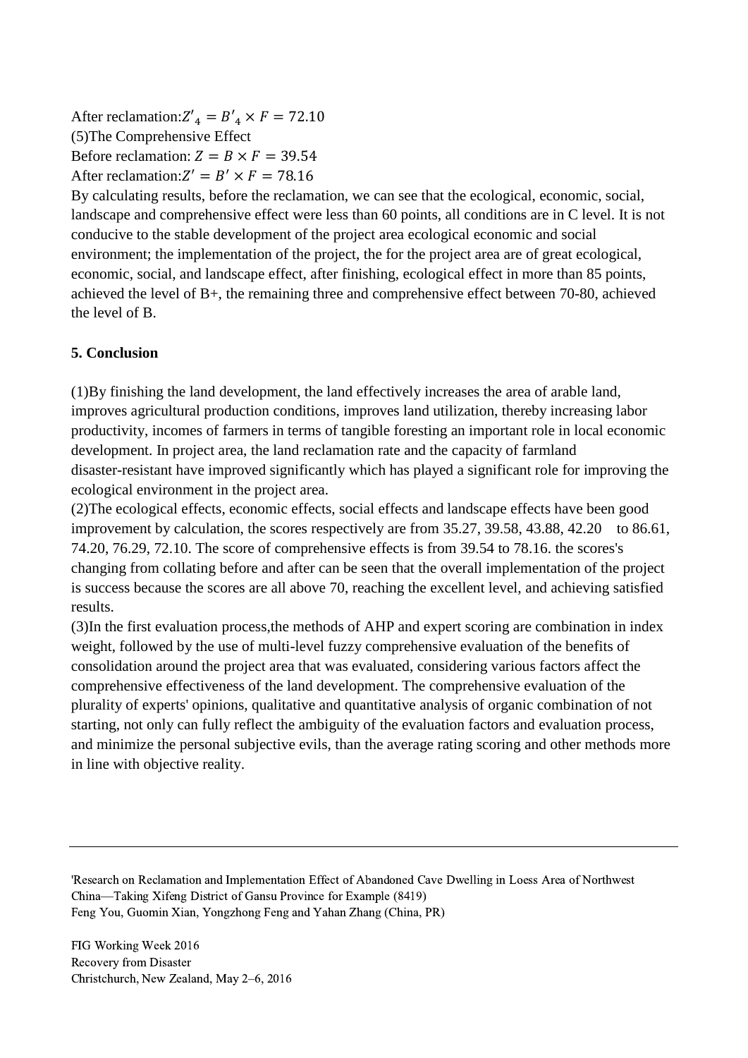After reclamation: $Z'_4 = B'_4 \times F = 72.10$

(5)The Comprehensive Effect

Before reclamation: $Z = B \times F = 39.54$

After reclamation: $Z' = B' \times F = 78.16$

By calculating results, before the reclamation, we can see that the ecological, economic, social, landscape and comprehensive effect were less than 60 points, all conditions are in C level. It is not conducive to the stable development of the project area ecological economic and social environment; the implementation of the project, the for the project area are of great ecological, economic, social, and landscape effect, after finishing, ecological effect in more than 85 points, achieved the level of B+, the remaining three and comprehensive effect between 70-80, achieved the level of B.

**5. Conclusion**

(1)By finishing the land development, the land effectively increases the area of arable land, improves agricultural production conditions, improves land utilization, thereby increasing labor productivity, incomes of farmers in terms of tangible foresting an important role in local economic development. In project area, the land reclamation rate and the capacity of farmland disaster-resistant have improved significantly which has played a significant role for improving the ecological environment in the project area.

(2)The ecological effects, economic effects, social effects and landscape effects have been good improvement by calculation, the scores respectively are from 35.27, 39.58, 43.88, 42.20 to 86.61, 74.20, 76.29, 72.10. The score of comprehensive effects is from 39.54 to 78.16. the scores's changing from collating before and after can be seen that the overall implementation of the project is success because the scores are all above 70, reaching the excellent level, and achieving satisfied results.

(3)In the first evaluation process,the methods of AHP and expert scoring are combination in index weight, followed by the use of multi-level fuzzy comprehensive evaluation of the benefits of consolidation around the project area that was evaluated, considering various factors affect the comprehensive effectiveness of the land development. The comprehensive evaluation of the plurality of experts' opinions, qualitative and quantitative analysis of organic combination of not starting, not only can fully reflect the ambiguity of the evaluation factors and evaluation process, and minimize the personal subjective evils, than the average rating scoring and other methods more in line with objective reality.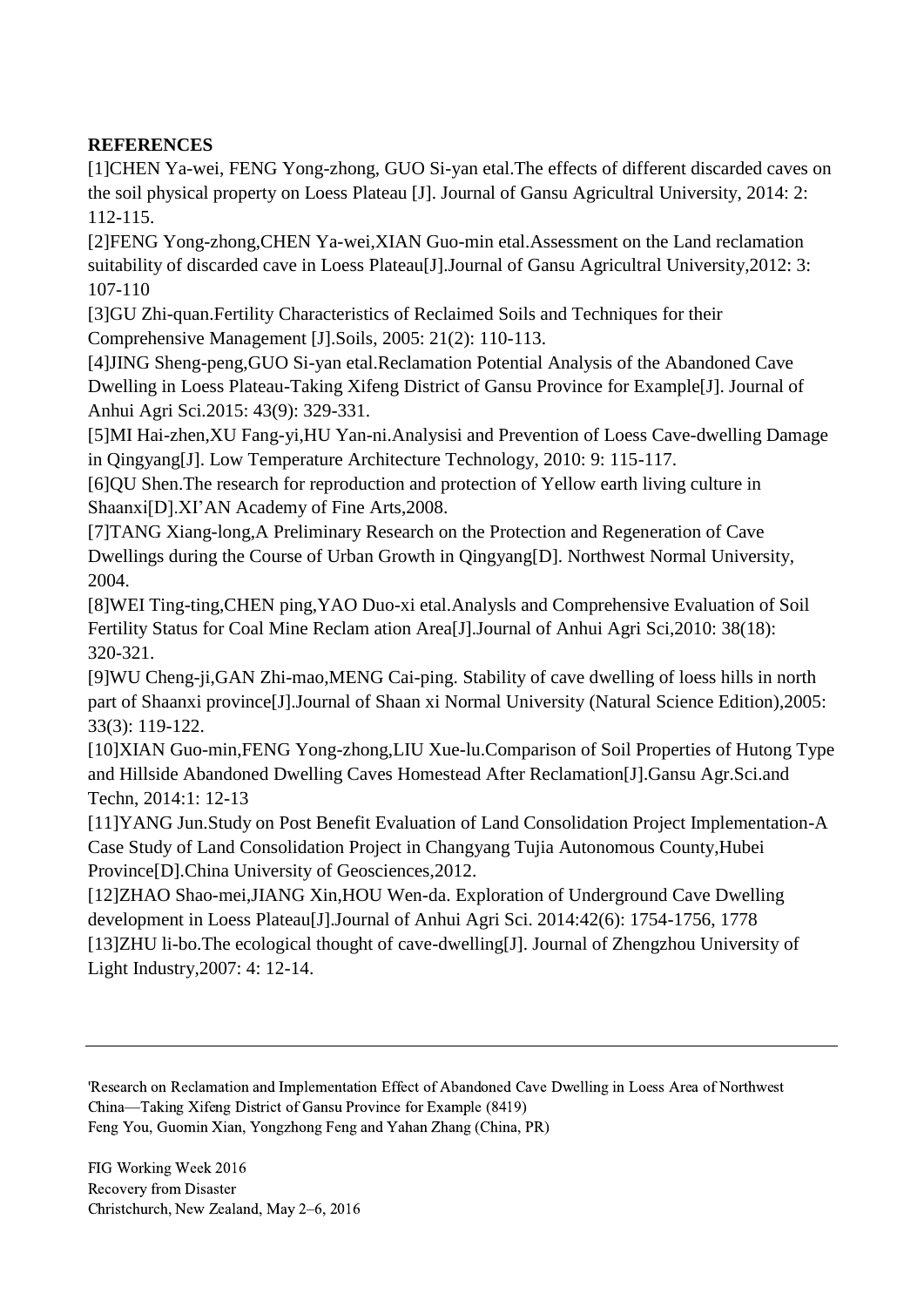**REFERENCES**

[1]CHEN Ya-wei, FENG Yong-zhong, GUO Si-yan etal.The effects of different discarded caves on the soil physical property on Loess Plateau [J]. Journal of Gansu Agricultral University, 2014: 2: 112-115.

[2]FENG Yong-zhong,CHEN Ya-wei,XIAN Guo-min etal.Assessment on the Land reclamation suitability of discarded cave in Loess Plateau[J].Journal of Gansu Agricultral University,2012: 3: 107-110

[3]GU Zhi-quan.Fertility Characteristics of Reclaimed Soils and Techniques for their Comprehensive Management [J].Soils, 2005: 21(2): 110-113.

[4]JING Sheng-peng,GUO Si-yan etal.Reclamation Potential Analysis of the Abandoned Cave Dwelling in Loess Plateau-Taking Xifeng District of Gansu Province for Example[J]. Journal of Anhui Agri Sci.2015: 43(9): 329-331.

[5]MI Hai-zhen,XU Fang-yi,HU Yan-ni.Analysisi and Prevention of Loess Cave-dwelling Damage in Qingyang[J]. Low Temperature Architecture Technology, 2010: 9: 115-117.

[6]QU Shen.The research for reproduction and protection of Yellow earth living culture in Shaanxi[D].XI'AN Academy of Fine Arts,2008.

[7]TANG Xiang-long,A Preliminary Research on the Protection and Regeneration of Cave Dwellings during the Course of Urban Growth in Qingyang[D]. Northwest Normal University, 2004.

[8]WEI Ting-ting,CHEN ping,YAO Duo-xi etal.Analysls and Comprehensive Evaluation of Soil Fertility Status for Coal Mine Reclam ation Area[J].Journal of Anhui Agri Sci,2010: 38(18): 320-321.

[9]WU Cheng-ji,GAN Zhi-mao,MENG Cai-ping. Stability of cave dwelling of loess hills in north part of Shaanxi province[J].Journal of Shaan xi Normal University (Natural Science Edition),2005: 33(3): 119-122.

[10]XIAN Guo-min,FENG Yong-zhong,LIU Xue-lu.Comparison of Soil Properties of Hutong Type and Hillside Abandoned Dwelling Caves Homestead After Reclamation[J].Gansu Agr.Sci.and Techn, 2014:1: 12-13

[11]YANG Jun.Study on Post Benefit Evaluation of Land Consolidation Project Implementation-A Case Study of Land Consolidation Project in Changyang Tujia Autonomous County,Hubei Province[D].China University of Geosciences,2012.

[12]ZHAO Shao-mei,JIANG Xin,HOU Wen-da. Exploration of Underground Cave Dwelling development in Loess Plateau[J].Journal of Anhui Agri Sci. 2014:42(6): 1754-1756, 1778

[13]ZHU li-bo.The ecological thought of cave-dwelling[J]. Journal of Zhengzhou University of Light Industry,2007: 4: 12-14.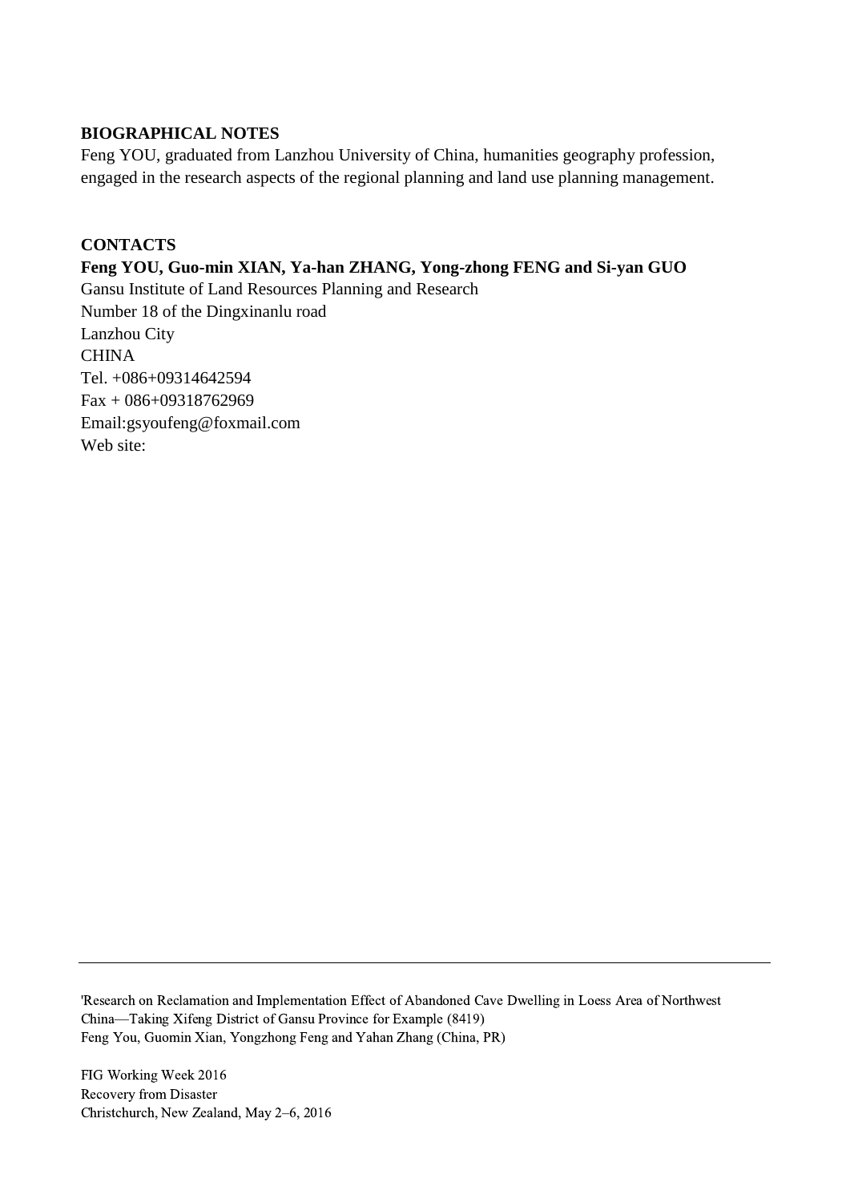## BIOGRAPHICAL NOTES

Feng YOU, graduated from Lanzhou University of China, humanities geography profession, engaged in the research aspects of the regional planning and land use planning management.

## CONTACTS

**Feng YOU, Guo-min XIAN, Ya-han ZHANG, Yong-zhong FENG and Si-yan GUO**
Gansu Institute of Land Resources Planning and Research
Number 18 of the Dingxinanlu road
Lanzhou City
CHINA
Tel. +086+09314642594
Fax + 086+09318762969
Email:gsyoufeng@foxmail.com
Web site: